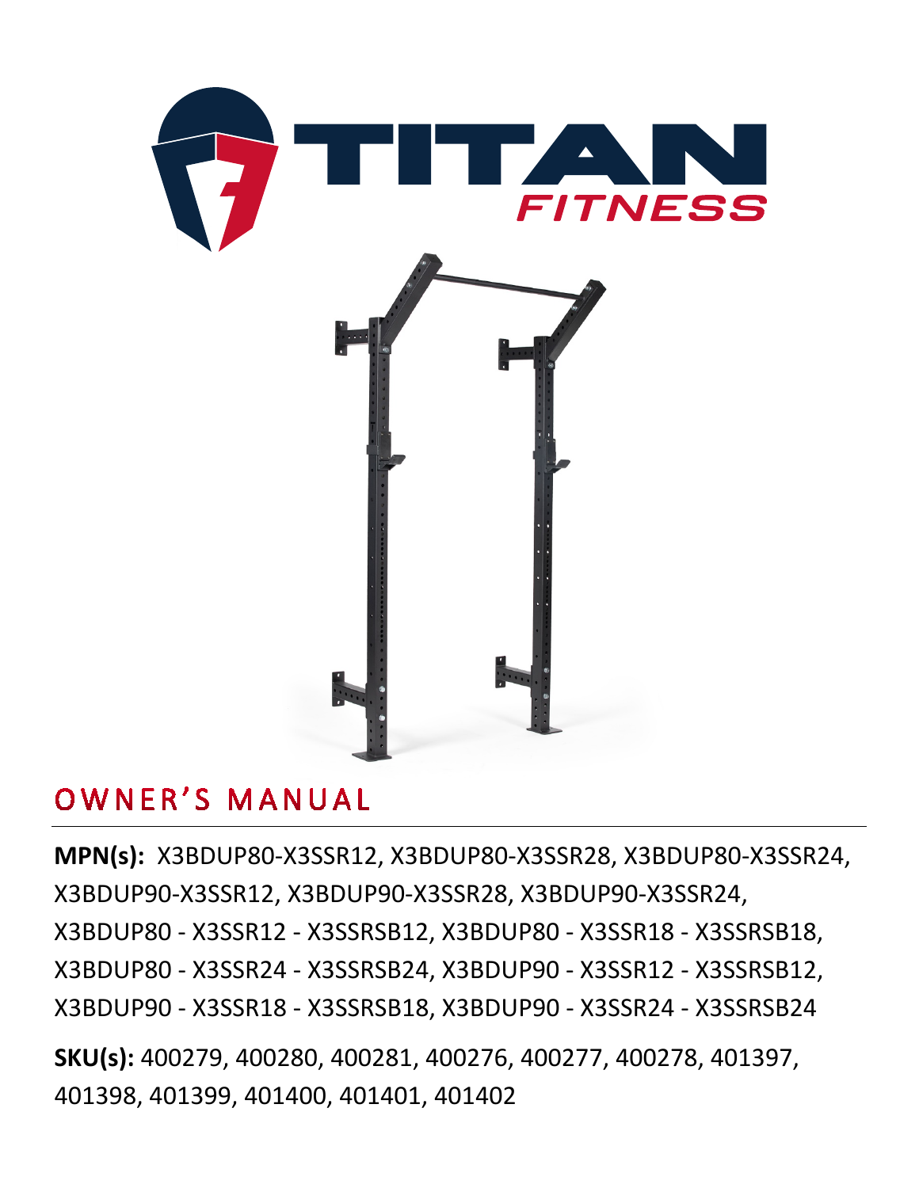# TITAN FITNESS

## OWNER'S MANUAL

**MPN(s):** X3BDUP80-X3SSR12, X3BDUP80-X3SSR28, X3BDUP80-X3SSR24, X3BDUP90-X3SSR12, X3BDUP90-X3SSR28, X3BDUP90-X3SSR24, X3BDUP80 - X3SSR12 - X3SSRSB12, X3BDUP80 - X3SSR18 - X3SSRSB18, X3BDUP80 - X3SSR24 - X3SSRSB24, X3BDUP90 - X3SSR12 - X3SSRSB12, X3BDUP90 - X3SSR18 - X3SSRSB18, X3BDUP90 - X3SSR24 - X3SSRSB24

**SKU(s):** 400279, 400280, 400281, 400276, 400277, 400278, 401397, 401398, 401399, 401400, 401401, 401402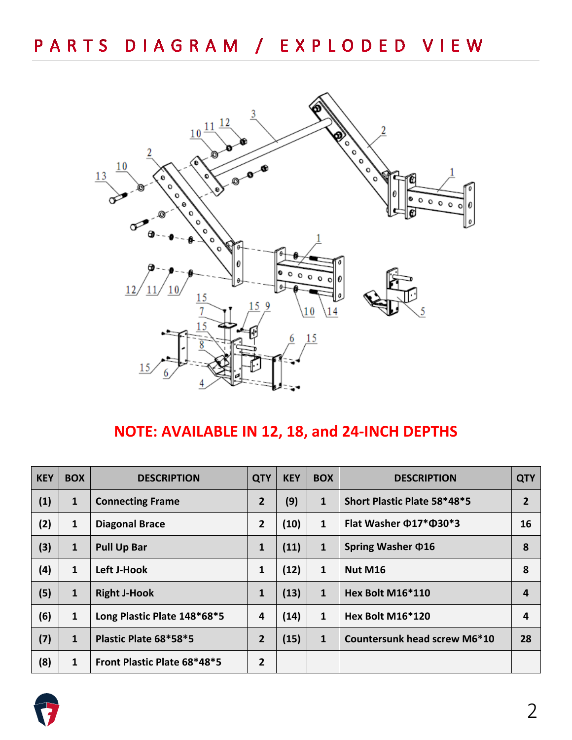# PARTS DIAGRAM / EXPLODED VIEW

**NOTE: AVAILABLE IN 12, 18, and 24-INCH DEPTHS**

| KEY | BOX | DESCRIPTION | QTY | KEY | BOX | DESCRIPTION | QTY |
|---|---|---|---|---|---|---|---|
| (1) | 1 | Connecting Frame | 2 | (9) | 1 | Short Plastic Plate 58*48*5 | 2 |
| (2) | 1 | Diagonal Brace | 2 | (10) | 1 | Flat Washer Φ17*Φ30*3 | 16 |
| (3) | 1 | Pull Up Bar | 1 | (11) | 1 | Spring Washer Φ16 | 8 |
| (4) | 1 | Left J-Hook | 1 | (12) | 1 | Nut M16 | 8 |
| (5) | 1 | Right J-Hook | 1 | (13) | 1 | Hex Bolt M16*110 | 4 |
| (6) | 1 | Long Plastic Plate 148*68*5 | 4 | (14) | 1 | Hex Bolt M16*120 | 4 |
| (7) | 1 | Plastic Plate 68*58*5 | 2 | (15) | 1 | Countersunk head screw M6*10 | 28 |
| (8) | 1 | Front Plastic Plate 68*48*5 | 2 | | | | |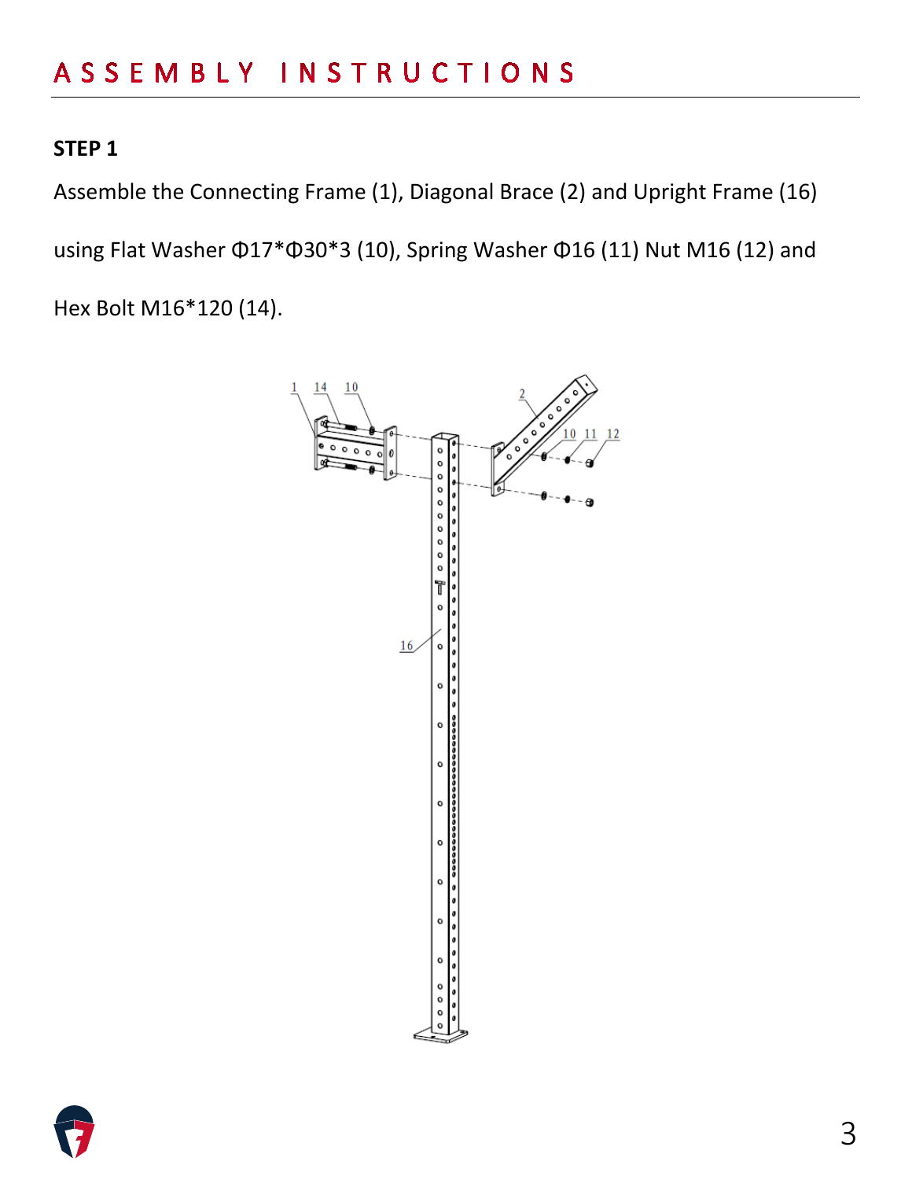# ASSEMBLY INSTRUCTIONS

**STEP 1**

Assemble the Connecting Frame (1), Diagonal Brace (2) and Upright Frame (16) using Flat Washer Φ17*Φ30*3 (10), Spring Washer Φ16 (11) Nut M16 (12) and Hex Bolt M16*120 (14).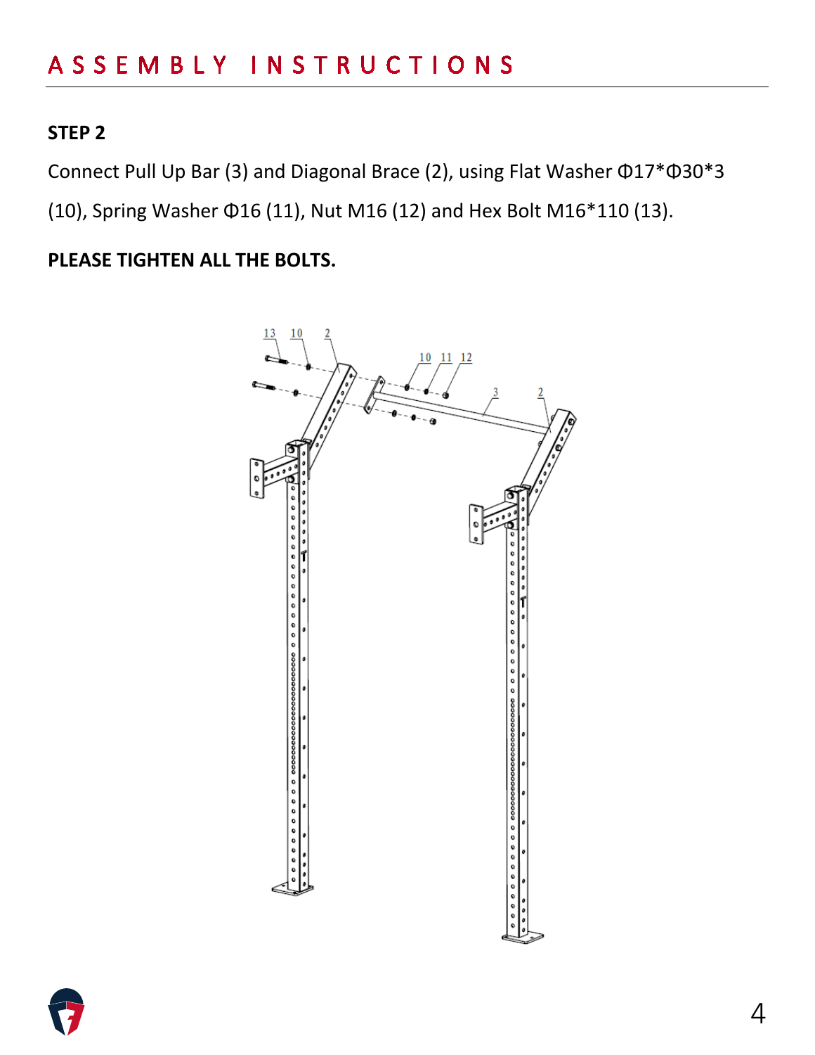# ASSEMBLY INSTRUCTIONS

**STEP 2**

Connect Pull Up Bar (3) and Diagonal Brace (2), using Flat Washer Φ17*Φ30*3 (10), Spring Washer Φ16 (11), Nut M16 (12) and Hex Bolt M16*110 (13).

**PLEASE TIGHTEN ALL THE BOLTS.**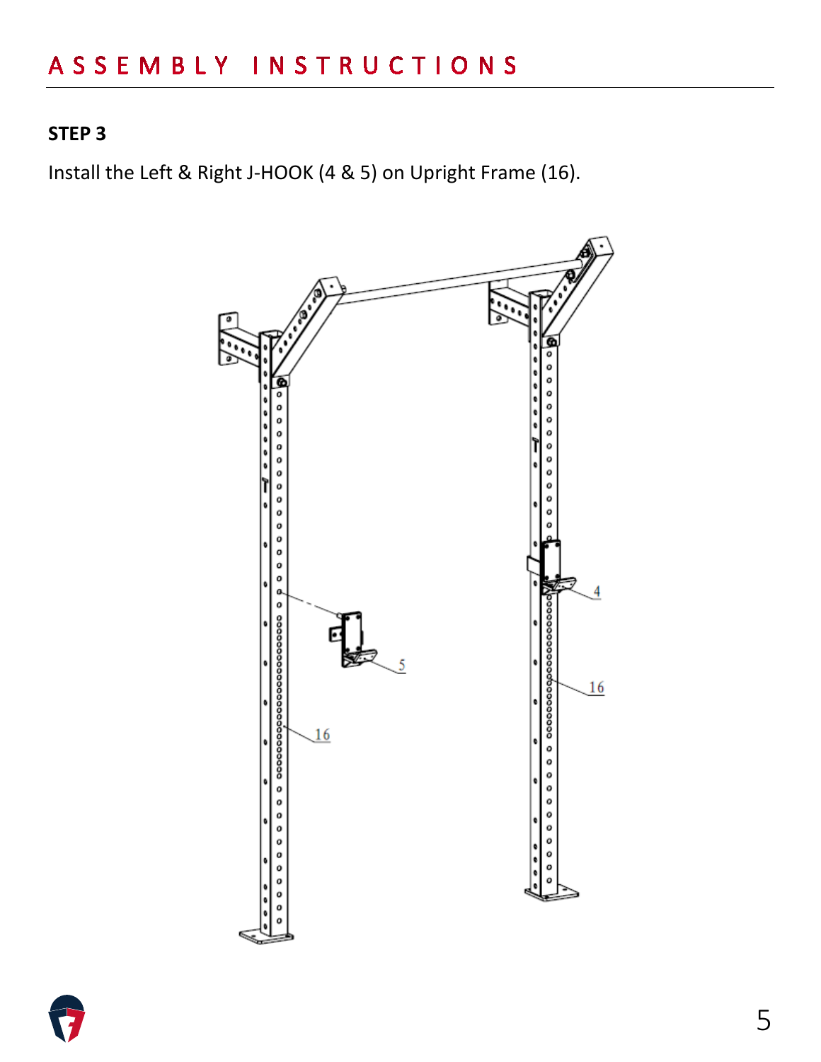# ASSEMBLY INSTRUCTIONS

**STEP 3**

Install the Left & Right J-HOOK (4 & 5) on Upright Frame (16).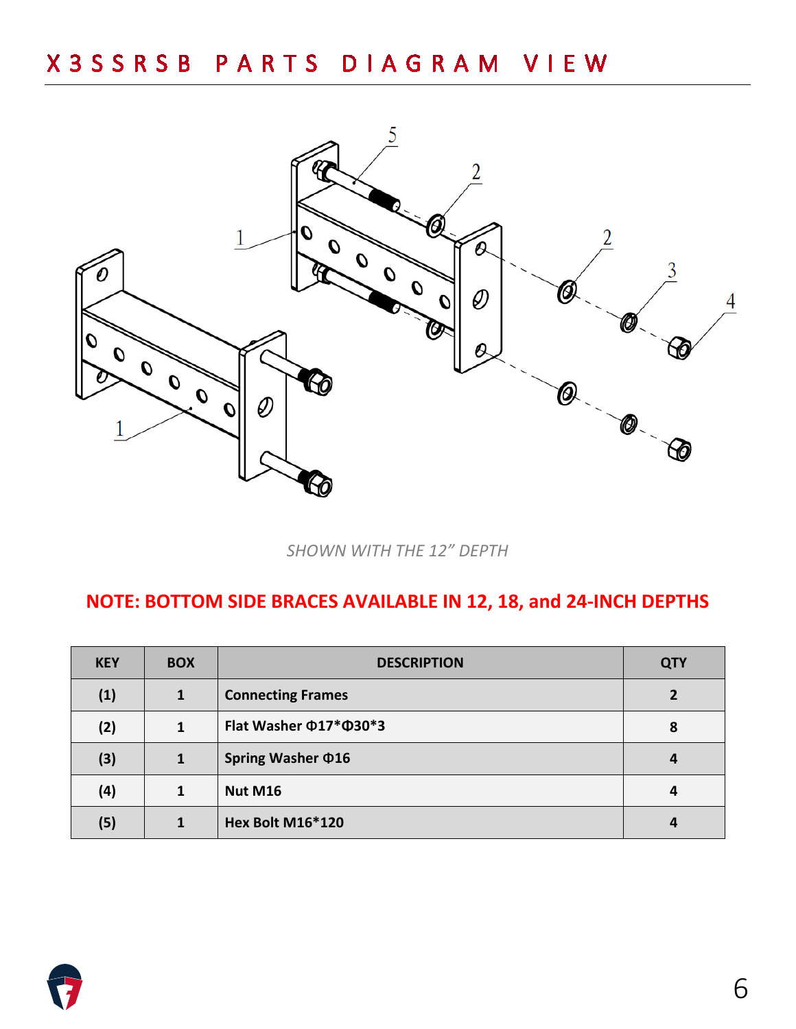# X3SSRSB PARTS DIAGRAM VIEW

*SHOWN WITH THE 12" DEPTH*

**NOTE: BOTTOM SIDE BRACES AVAILABLE IN 12, 18, and 24-INCH DEPTHS**

| KEY | BOX | DESCRIPTION | QTY |
|---|---|---|---|
| (1) | 1 | Connecting Frames | 2 |
| (2) | 1 | Flat Washer Φ17*Φ30*3 | 8 |
| (3) | 1 | Spring Washer Φ16 | 4 |
| (4) | 1 | Nut M16 | 4 |
| (5) | 1 | Hex Bolt M16*120 | 4 |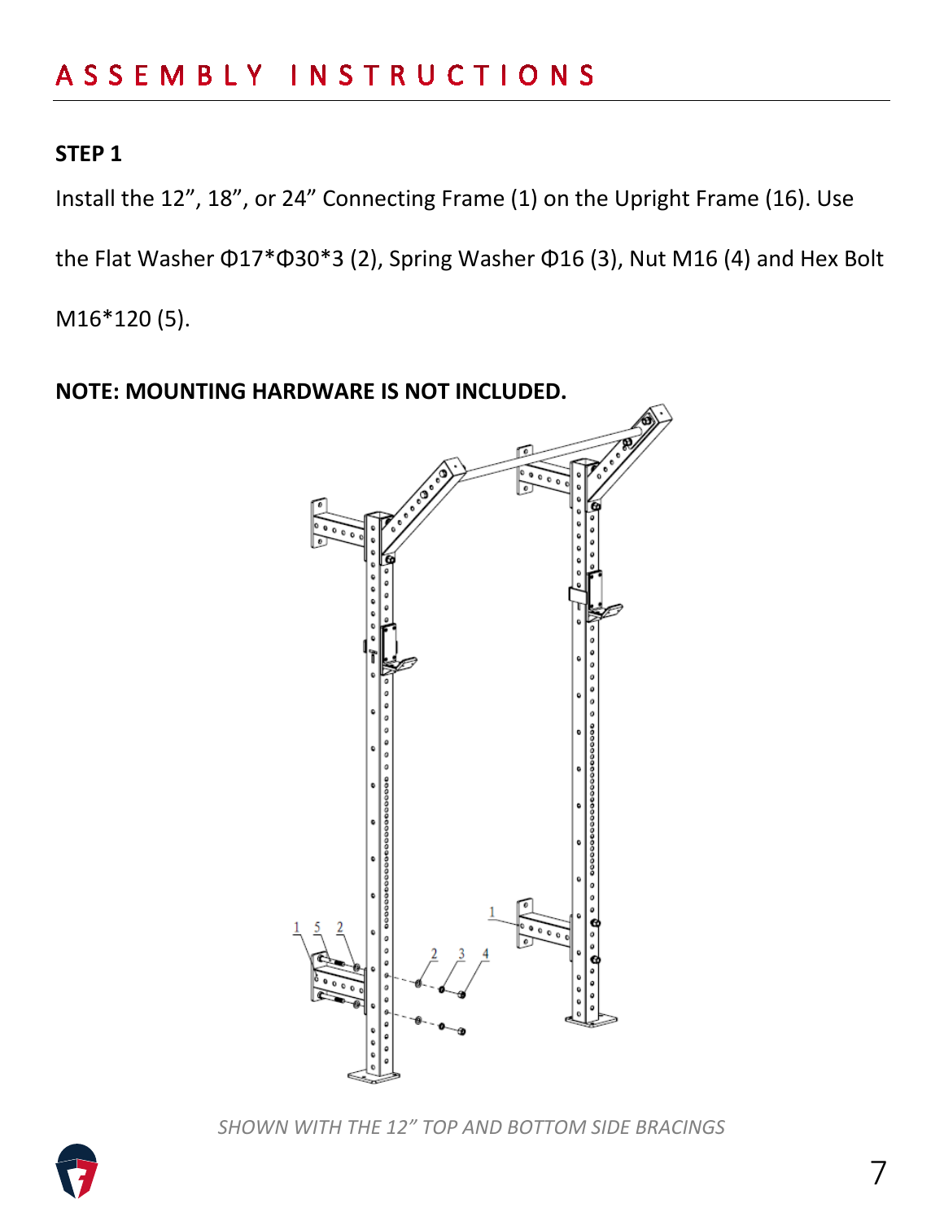# ASSEMBLY INSTRUCTIONS

**STEP 1**

Install the 12”, 18”, or 24” Connecting Frame (1) on the Upright Frame (16). Use the Flat Washer Φ17*Φ30*3 (2), Spring Washer Φ16 (3), Nut M16 (4) and Hex Bolt M16*120 (5).

**NOTE: MOUNTING HARDWARE IS NOT INCLUDED.**

*SHOWN WITH THE 12” TOP AND BOTTOM SIDE BRACINGS*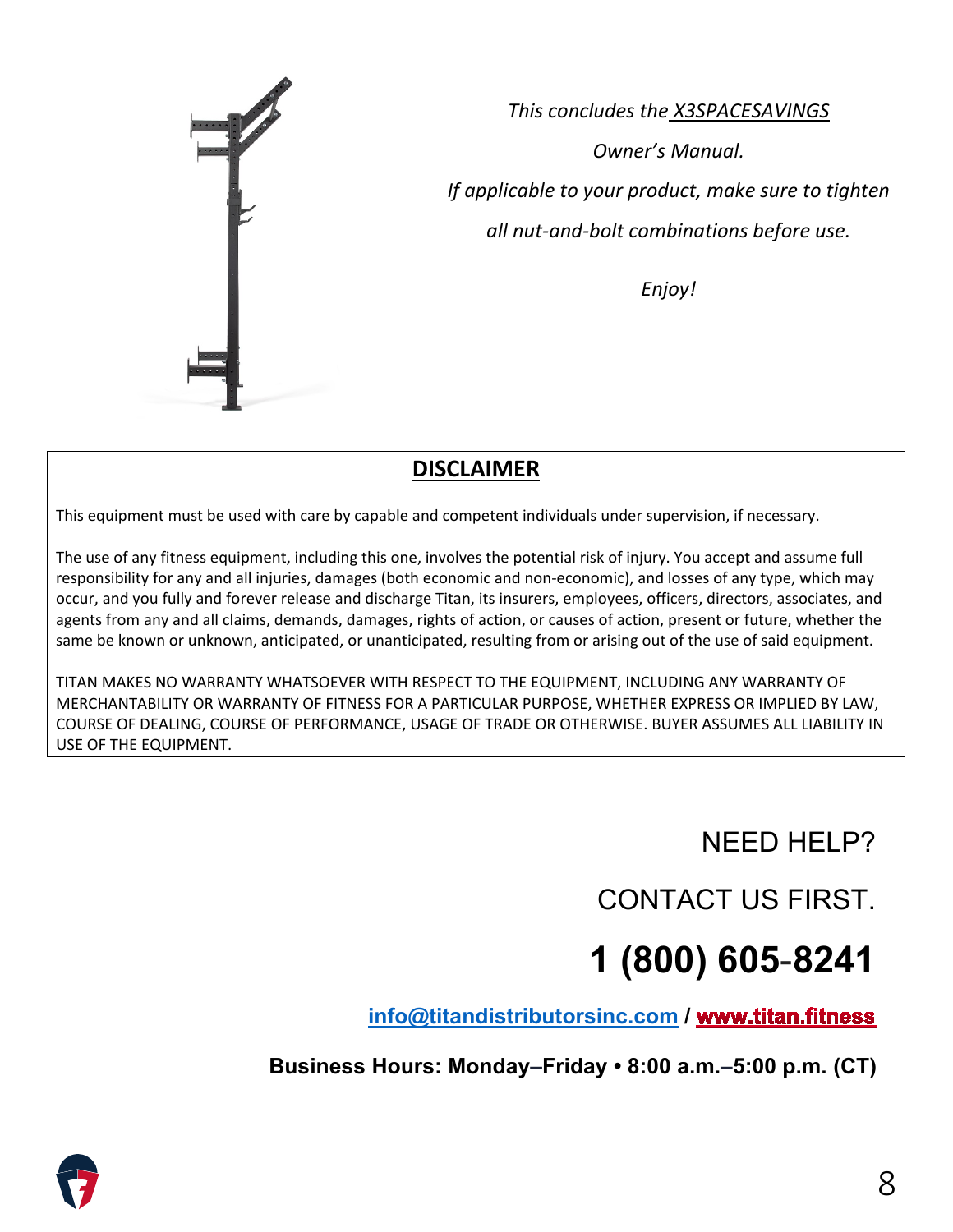*This concludes the X3SPACESAVINGS Owner's Manual.*

*If applicable to your product, make sure to tighten all nut-and-bolt combinations before use.*

*Enjoy!*

## DISCLAIMER

This equipment must be used with care by capable and competent individuals under supervision, if necessary.

The use of any fitness equipment, including this one, involves the potential risk of injury. You accept and assume full responsibility for any and all injuries, damages (both economic and non-economic), and losses of any type, which may occur, and you fully and forever release and discharge Titan, its insurers, employees, officers, directors, associates, and agents from any and all claims, demands, damages, rights of action, or causes of action, present or future, whether the same be known or unknown, anticipated, or unanticipated, resulting from or arising out of the use of said equipment.

TITAN MAKES NO WARRANTY WHATSOEVER WITH RESPECT TO THE EQUIPMENT, INCLUDING ANY WARRANTY OF MERCHANTABILITY OR WARRANTY OF FITNESS FOR A PARTICULAR PURPOSE, WHETHER EXPRESS OR IMPLIED BY LAW, COURSE OF DEALING, COURSE OF PERFORMANCE, USAGE OF TRADE OR OTHERWISE. BUYER ASSUMES ALL LIABILITY IN USE OF THE EQUIPMENT.

NEED HELP?

CONTACT US FIRST.

**1 (800) 605-8241**

**info@titandistributorsinc.com / www.titan.fitness**

**Business Hours: Monday–Friday • 8:00 a.m.–5:00 p.m. (CT)**